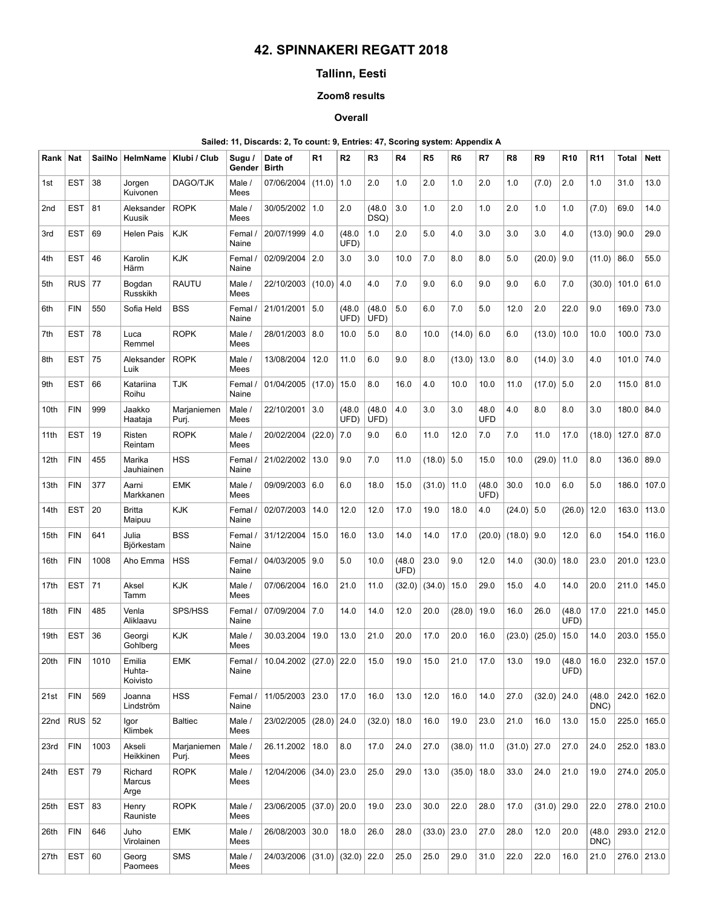# 42. SPINNAKERI REGATT 2018

## Tallinn, Eesti

### Zoom8 results

### Overall

**Sailed: 11, Discards: 2, To count: 9, Entries: 47, Scoring system: Appendix A**

| Rank | Nat | SailNo | HelmName | Klubi / Club | Sugu / Gender | Date of Birth | R1 | R2 | R3 | R4 | R5 | R6 | R7 | R8 | R9 | R10 | R11 | Total | Nett |
|---|---|---|---|---|---|---|---|---|---|---|---|---|---|---|---|---|---|---|---|
| 1st | EST | 38 | Jorgen Kuivonen | DAGO/TJK | Male / Mees | 07/06/2004 | (11.0) | 1.0 | 2.0 | 1.0 | 2.0 | 1.0 | 2.0 | 1.0 | (7.0) | 2.0 | 1.0 | 31.0 | 13.0 |
| 2nd | EST | 81 | Aleksander Kuusik | ROPK | Male / Mees | 30/05/2002 | 1.0 | 2.0 | (48.0 DSQ) | 3.0 | 1.0 | 2.0 | 1.0 | 2.0 | 1.0 | 1.0 | (7.0) | 69.0 | 14.0 |
| 3rd | EST | 69 | Helen Pais | KJK | Femal / Naine | 20/07/1999 | 4.0 | (48.0 UFD) | 1.0 | 2.0 | 5.0 | 4.0 | 3.0 | 3.0 | 3.0 | 4.0 | (13.0) | 90.0 | 29.0 |
| 4th | EST | 46 | Karolin Härm | KJK | Femal / Naine | 02/09/2004 | 2.0 | 3.0 | 3.0 | 10.0 | 7.0 | 8.0 | 8.0 | 5.0 | (20.0) | 9.0 | (11.0) | 86.0 | 55.0 |
| 5th | RUS | 77 | Bogdan Russkikh | RAUTU | Male / Mees | 22/10/2003 | (10.0) | 4.0 | 4.0 | 7.0 | 9.0 | 6.0 | 9.0 | 9.0 | 6.0 | 7.0 | (30.0) | 101.0 | 61.0 |
| 6th | FIN | 550 | Sofia Held | BSS | Femal / Naine | 21/01/2001 | 5.0 | (48.0 UFD) | (48.0 UFD) | 5.0 | 6.0 | 7.0 | 5.0 | 12.0 | 2.0 | 22.0 | 9.0 | 169.0 | 73.0 |
| 7th | EST | 78 | Luca Remmel | ROPK | Male / Mees | 28/01/2003 | 8.0 | 10.0 | 5.0 | 8.0 | 10.0 | (14.0) | 6.0 | 6.0 | (13.0) | 10.0 | 10.0 | 100.0 | 73.0 |
| 8th | EST | 75 | Aleksander Luik | ROPK | Male / Mees | 13/08/2004 | 12.0 | 11.0 | 6.0 | 9.0 | 8.0 | (13.0) | 13.0 | 8.0 | (14.0) | 3.0 | 4.0 | 101.0 | 74.0 |
| 9th | EST | 66 | Katariina Roihu | TJK | Femal / Naine | 01/04/2005 | (17.0) | 15.0 | 8.0 | 16.0 | 4.0 | 10.0 | 10.0 | 11.0 | (17.0) | 5.0 | 2.0 | 115.0 | 81.0 |
| 10th | FIN | 999 | Jaakko Haataja | Marjaniemen Purj. | Male / Mees | 22/10/2001 | 3.0 | (48.0 UFD) | (48.0 UFD) | 4.0 | 3.0 | 3.0 | 48.0 UFD | 4.0 | 8.0 | 8.0 | 3.0 | 180.0 | 84.0 |
| 11th | EST | 19 | Risten Reintam | ROPK | Male / Mees | 20/02/2004 | (22.0) | 7.0 | 9.0 | 6.0 | 11.0 | 12.0 | 7.0 | 7.0 | 11.0 | 17.0 | (18.0) | 127.0 | 87.0 |
| 12th | FIN | 455 | Marika Jauhiainen | HSS | Femal / Naine | 21/02/2002 | 13.0 | 9.0 | 7.0 | 11.0 | (18.0) | 5.0 | 15.0 | 10.0 | (29.0) | 11.0 | 8.0 | 136.0 | 89.0 |
| 13th | FIN | 377 | Aarni Markkanen | EMK | Male / Mees | 09/09/2003 | 6.0 | 6.0 | 18.0 | 15.0 | (31.0) | 11.0 | (48.0 UFD) | 30.0 | 10.0 | 6.0 | 5.0 | 186.0 | 107.0 |
| 14th | EST | 20 | Britta Maipuu | KJK | Femal / Naine | 02/07/2003 | 14.0 | 12.0 | 12.0 | 17.0 | 19.0 | 18.0 | 4.0 | (24.0) | 5.0 | (26.0) | 12.0 | 163.0 | 113.0 |
| 15th | FIN | 641 | Julia Björkestam | BSS | Femal / Naine | 31/12/2004 | 15.0 | 16.0 | 13.0 | 14.0 | 14.0 | 17.0 | (20.0) | (18.0) | 9.0 | 12.0 | 6.0 | 154.0 | 116.0 |
| 16th | FIN | 1008 | Aho Emma | HSS | Femal / Naine | 04/03/2005 | 9.0 | 5.0 | 10.0 | (48.0 UFD) | 23.0 | 9.0 | 12.0 | 14.0 | (30.0) | 18.0 | 23.0 | 201.0 | 123.0 |
| 17th | EST | 71 | Aksel Tamm | KJK | Male / Mees | 07/06/2004 | 16.0 | 21.0 | 11.0 | (32.0) | (34.0) | 15.0 | 29.0 | 15.0 | 4.0 | 14.0 | 20.0 | 211.0 | 145.0 |
| 18th | FIN | 485 | Venla Aliklaavu | SPS/HSS | Femal / Naine | 07/09/2004 | 7.0 | 14.0 | 14.0 | 12.0 | 20.0 | (28.0) | 19.0 | 16.0 | 26.0 | (48.0 UFD) | 17.0 | 221.0 | 145.0 |
| 19th | EST | 36 | Georgi Gohlberg | KJK | Male / Mees | 30.03.2004 | 19.0 | 13.0 | 21.0 | 20.0 | 17.0 | 20.0 | 16.0 | (23.0) | (25.0) | 15.0 | 14.0 | 203.0 | 155.0 |
| 20th | FIN | 1010 | Emilia Huhta-Koivisto | EMK | Femal / Naine | 10.04.2002 | (27.0) | 22.0 | 15.0 | 19.0 | 15.0 | 21.0 | 17.0 | 13.0 | 19.0 | (48.0 UFD) | 16.0 | 232.0 | 157.0 |
| 21st | FIN | 569 | Joanna Lindström | HSS | Femal / Naine | 11/05/2003 | 23.0 | 17.0 | 16.0 | 13.0 | 12.0 | 16.0 | 14.0 | 27.0 | (32.0) | 24.0 | (48.0 DNC) | 242.0 | 162.0 |
| 22nd | RUS | 52 | Igor Klimbek | Baltiec | Male / Mees | 23/02/2005 | (28.0) | 24.0 | (32.0) | 18.0 | 16.0 | 19.0 | 23.0 | 21.0 | 16.0 | 13.0 | 15.0 | 225.0 | 165.0 |
| 23rd | FIN | 1003 | Akseli Heikkinen | Marjaniemen Purj. | Male / Mees | 26.11.2002 | 18.0 | 8.0 | 17.0 | 24.0 | 27.0 | (38.0) | 11.0 | (31.0) | 27.0 | 27.0 | 24.0 | 252.0 | 183.0 |
| 24th | EST | 79 | Richard Marcus Arge | ROPK | Male / Mees | 12/04/2006 | (34.0) | 23.0 | 25.0 | 29.0 | 13.0 | (35.0) | 18.0 | 33.0 | 24.0 | 21.0 | 19.0 | 274.0 | 205.0 |
| 25th | EST | 83 | Henry Rauniste | ROPK | Male / Mees | 23/06/2005 | (37.0) | 20.0 | 19.0 | 23.0 | 30.0 | 22.0 | 28.0 | 17.0 | (31.0) | 29.0 | 22.0 | 278.0 | 210.0 |
| 26th | FIN | 646 | Juho Virolainen | EMK | Male / Mees | 26/08/2003 | 30.0 | 18.0 | 26.0 | 28.0 | (33.0) | 23.0 | 27.0 | 28.0 | 12.0 | 20.0 | (48.0 DNC) | 293.0 | 212.0 |
| 27th | EST | 60 | Georg Paomees | SMS | Male / Mees | 24/03/2006 | (31.0) | (32.0) | 22.0 | 25.0 | 25.0 | 29.0 | 31.0 | 22.0 | 22.0 | 16.0 | 21.0 | 276.0 | 213.0 |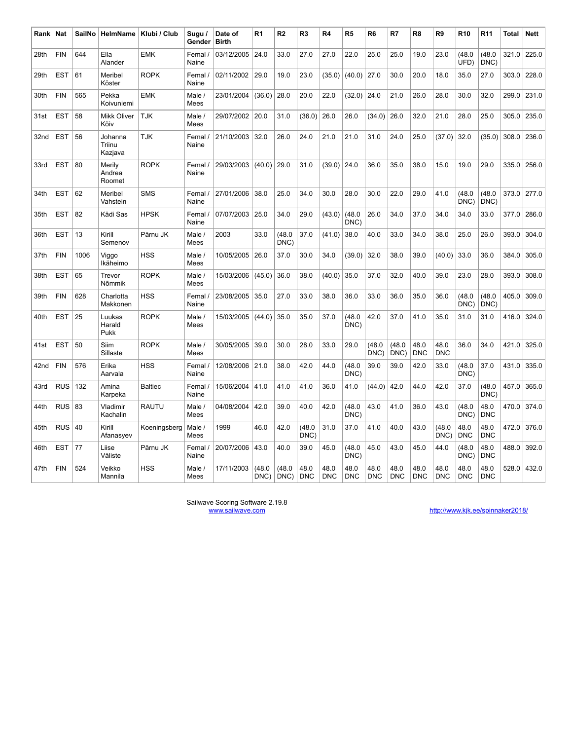| Rank | Nat | SailNo | HelmName | Klubi / Club | Sugu / Gender | Date of Birth | R1 | R2 | R3 | R4 | R5 | R6 | R7 | R8 | R9 | R10 | R11 | Total | Nett |
|---|---|---|---|---|---|---|---|---|---|---|---|---|---|---|---|---|---|---|---|
| 28th | FIN | 644 | Ella Alander | EMK | Femal / Naine | 03/12/2005 | 24.0 | 33.0 | 27.0 | 27.0 | 22.0 | 25.0 | 25.0 | 19.0 | 23.0 | (48.0 UFD) | (48.0 DNC) | 321.0 | 225.0 |
| 29th | EST | 61 | Meribel Köster | ROPK | Femal / Naine | 02/11/2002 | 29.0 | 19.0 | 23.0 | (35.0) | (40.0) | 27.0 | 30.0 | 20.0 | 18.0 | 35.0 | 27.0 | 303.0 | 228.0 |
| 30th | FIN | 565 | Pekka Koivuniemi | EMK | Male / Mees | 23/01/2004 | (36.0) | 28.0 | 20.0 | 22.0 | (32.0) | 24.0 | 21.0 | 26.0 | 28.0 | 30.0 | 32.0 | 299.0 | 231.0 |
| 31st | EST | 58 | Mikk Oliver Kõiv | TJK | Male / Mees | 29/07/2002 | 20.0 | 31.0 | (36.0) | 26.0 | 26.0 | (34.0) | 26.0 | 32.0 | 21.0 | 28.0 | 25.0 | 305.0 | 235.0 |
| 32nd | EST | 56 | Johanna Triinu Kazjava | TJK | Femal / Naine | 21/10/2003 | 32.0 | 26.0 | 24.0 | 21.0 | 21.0 | 31.0 | 24.0 | 25.0 | (37.0) | 32.0 | (35.0) | 308.0 | 236.0 |
| 33rd | EST | 80 | Merily Andrea Roomet | ROPK | Femal / Naine | 29/03/2003 | (40.0) | 29.0 | 31.0 | (39.0) | 24.0 | 36.0 | 35.0 | 38.0 | 15.0 | 19.0 | 29.0 | 335.0 | 256.0 |
| 34th | EST | 62 | Meribel Vahstein | SMS | Femal / Naine | 27/01/2006 | 38.0 | 25.0 | 34.0 | 30.0 | 28.0 | 30.0 | 22.0 | 29.0 | 41.0 | (48.0 DNC) | (48.0 DNC) | 373.0 | 277.0 |
| 35th | EST | 82 | Kädi Sas | HPSK | Femal / Naine | 07/07/2003 | 25.0 | 34.0 | 29.0 | (43.0) | (48.0 DNC) | 26.0 | 34.0 | 37.0 | 34.0 | 34.0 | 33.0 | 377.0 | 286.0 |
| 36th | EST | 13 | Kirill Semenov | Pärnu JK | Male / Mees | 2003 | 33.0 | (48.0 DNC) | 37.0 | (41.0) | 38.0 | 40.0 | 33.0 | 34.0 | 38.0 | 25.0 | 26.0 | 393.0 | 304.0 |
| 37th | FIN | 1006 | Viggo Ikäheimo | HSS | Male / Mees | 10/05/2005 | 26.0 | 37.0 | 30.0 | 34.0 | (39.0) | 32.0 | 38.0 | 39.0 | (40.0) | 33.0 | 36.0 | 384.0 | 305.0 |
| 38th | EST | 65 | Trevor Nõmmik | ROPK | Male / Mees | 15/03/2006 | (45.0) | 36.0 | 38.0 | (40.0) | 35.0 | 37.0 | 32.0 | 40.0 | 39.0 | 23.0 | 28.0 | 393.0 | 308.0 |
| 39th | FIN | 628 | Charlotta Makkonen | HSS | Femal / Naine | 23/08/2005 | 35.0 | 27.0 | 33.0 | 38.0 | 36.0 | 33.0 | 36.0 | 35.0 | 36.0 | (48.0 DNC) | (48.0 DNC) | 405.0 | 309.0 |
| 40th | EST | 25 | Luukas Harald Pukk | ROPK | Male / Mees | 15/03/2005 | (44.0) | 35.0 | 35.0 | 37.0 | (48.0 DNC) | 42.0 | 37.0 | 41.0 | 35.0 | 31.0 | 31.0 | 416.0 | 324.0 |
| 41st | EST | 50 | Siim Sillaste | ROPK | Male / Mees | 30/05/2005 | 39.0 | 30.0 | 28.0 | 33.0 | 29.0 | (48.0 DNC) | (48.0 DNC) | 48.0 DNC | 48.0 DNC | 36.0 | 34.0 | 421.0 | 325.0 |
| 42nd | FIN | 576 | Erika Aarvala | HSS | Femal / Naine | 12/08/2006 | 21.0 | 38.0 | 42.0 | 44.0 | (48.0 DNC) | 39.0 | 39.0 | 42.0 | 33.0 | (48.0 DNC) | 37.0 | 431.0 | 335.0 |
| 43rd | RUS | 132 | Amina Karpeka | Baltiec | Femal / Naine | 15/06/2004 | 41.0 | 41.0 | 41.0 | 36.0 | 41.0 | (44.0) | 42.0 | 44.0 | 42.0 | 37.0 | (48.0 DNC) | 457.0 | 365.0 |
| 44th | RUS | 83 | Vladimir Kachalin | RAUTU | Male / Mees | 04/08/2004 | 42.0 | 39.0 | 40.0 | 42.0 | (48.0 DNC) | 43.0 | 41.0 | 36.0 | 43.0 | (48.0 DNC) | 48.0 DNC | 470.0 | 374.0 |
| 45th | RUS | 40 | Kirill Afanasyev | Koeningsberg | Male / Mees | 1999 | 46.0 | 42.0 | (48.0 DNC) | 31.0 | 37.0 | 41.0 | 40.0 | 43.0 | (48.0 DNC) | 48.0 DNC | 48.0 DNC | 472.0 | 376.0 |
| 46th | EST | 77 | Liise Väliste | Pärnu JK | Femal / Naine | 20/07/2006 | 43.0 | 40.0 | 39.0 | 45.0 | (48.0 DNC) | 45.0 | 43.0 | 45.0 | 44.0 | (48.0 DNC) | 48.0 DNC | 488.0 | 392.0 |
| 47th | FIN | 524 | Veikko Mannila | HSS | Male / Mees | 17/11/2003 | (48.0 DNC) | (48.0 DNC) | 48.0 DNC | 48.0 DNC | 48.0 DNC | 48.0 DNC | 48.0 DNC | 48.0 DNC | 48.0 DNC | 48.0 DNC | 48.0 DNC | 528.0 | 432.0 |

Sailwave Scoring Software 2.19.8
www.sailwave.com

http://www.kjk.ee/spinnaker2018/